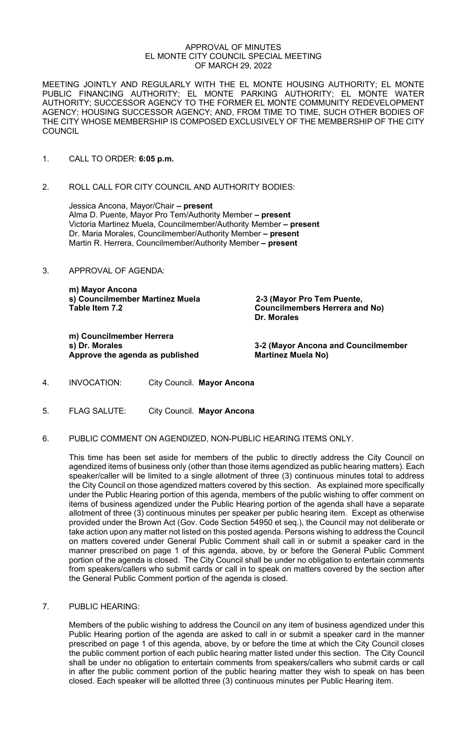APPROVAL OF MINUTES
EL MONTE CITY COUNCIL SPECIAL MEETING
OF MARCH 29, 2022

MEETING JOINTLY AND REGULARLY WITH THE EL MONTE HOUSING AUTHORITY; EL MONTE PUBLIC FINANCING AUTHORITY; EL MONTE PARKING AUTHORITY; EL MONTE WATER AUTHORITY; SUCCESSOR AGENCY TO THE FORMER EL MONTE COMMUNITY REDEVELOPMENT AGENCY; HOUSING SUCCESSOR AGENCY; AND, FROM TIME TO TIME, SUCH OTHER BODIES OF THE CITY WHOSE MEMBERSHIP IS COMPOSED EXCLUSIVELY OF THE MEMBERSHIP OF THE CITY COUNCIL

1. CALL TO ORDER: **6:05 p.m.**

2. ROLL CALL FOR CITY COUNCIL AND AUTHORITY BODIES:

   Jessica Ancona, Mayor/Chair **– present**
   Alma D. Puente, Mayor Pro Tem/Authority Member **– present**
   Victoria Martinez Muela, Councilmember/Authority Member **– present**
   Dr. Maria Morales, Councilmember/Authority Member **– present**
   Martin R. Herrera, Councilmember/Authority Member **– present**

3. APPROVAL OF AGENDA:

   **m) Mayor Ancona**
   **s) Councilmember Martinez Muela**
   **Table Item 7.2**

   **2-3 (Mayor Pro Tem Puente, Councilmembers Herrera and No) Dr. Morales**

   **m) Councilmember Herrera**
   **s) Dr. Morales**
   **Approve the agenda as published**

   **3-2 (Mayor Ancona and Councilmember Martinez Muela No)**

4. INVOCATION: City Council. **Mayor Ancona**

5. FLAG SALUTE: City Council. **Mayor Ancona**

6. PUBLIC COMMENT ON AGENDIZED, NON-PUBLIC HEARING ITEMS ONLY.

   This time has been set aside for members of the public to directly address the City Council on agendized items of business only (other than those items agendized as public hearing matters). Each speaker/caller will be limited to a single allotment of three (3) continuous minutes total to address the City Council on those agendized matters covered by this section. As explained more specifically under the Public Hearing portion of this agenda, members of the public wishing to offer comment on items of business agendized under the Public Hearing portion of the agenda shall have a separate allotment of three (3) continuous minutes per speaker per public hearing item. Except as otherwise provided under the Brown Act (Gov. Code Section 54950 et seq.), the Council may not deliberate or take action upon any matter not listed on this posted agenda. Persons wishing to address the Council on matters covered under General Public Comment shall call in or submit a speaker card in the manner prescribed on page 1 of this agenda, above, by or before the General Public Comment portion of the agenda is closed. The City Council shall be under no obligation to entertain comments from speakers/callers who submit cards or call in to speak on matters covered by the section after the General Public Comment portion of the agenda is closed.

7. PUBLIC HEARING:

   Members of the public wishing to address the Council on any item of business agendized under this Public Hearing portion of the agenda are asked to call in or submit a speaker card in the manner prescribed on page 1 of this agenda, above, by or before the time at which the City Council closes the public comment portion of each public hearing matter listed under this section. The City Council shall be under no obligation to entertain comments from speakers/callers who submit cards or call in after the public comment portion of the public hearing matter they wish to speak on has been closed. Each speaker will be allotted three (3) continuous minutes per Public Hearing item.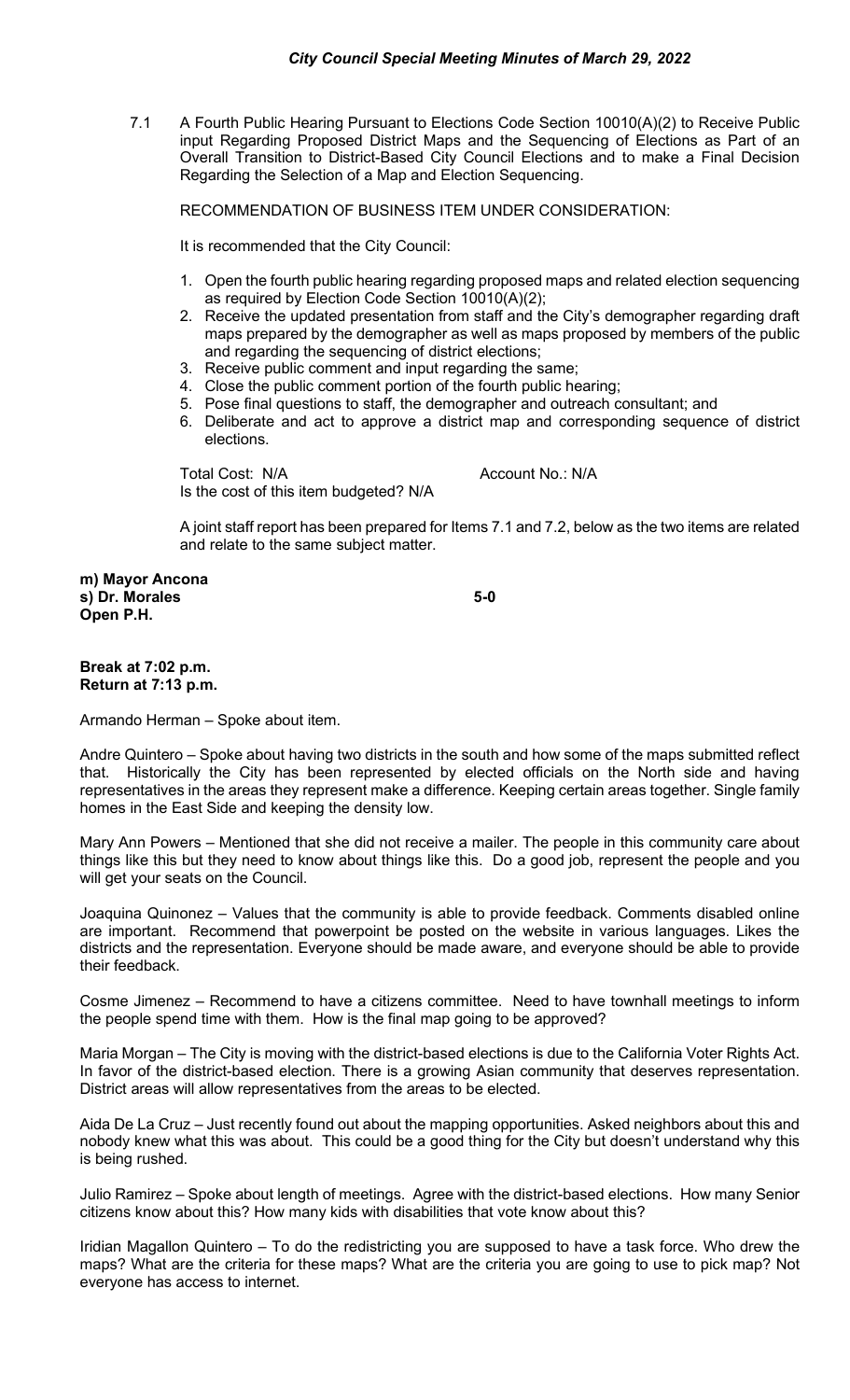7.1 A Fourth Public Hearing Pursuant to Elections Code Section 10010(A)(2) to Receive Public input Regarding Proposed District Maps and the Sequencing of Elections as Part of an Overall Transition to District-Based City Council Elections and to make a Final Decision Regarding the Selection of a Map and Election Sequencing.

RECOMMENDATION OF BUSINESS ITEM UNDER CONSIDERATION:

It is recommended that the City Council:

1. Open the fourth public hearing regarding proposed maps and related election sequencing as required by Election Code Section 10010(A)(2);
2. Receive the updated presentation from staff and the City's demographer regarding draft maps prepared by the demographer as well as maps proposed by members of the public and regarding the sequencing of district elections;
3. Receive public comment and input regarding the same;
4. Close the public comment portion of the fourth public hearing;
5. Pose final questions to staff, the demographer and outreach consultant; and
6. Deliberate and act to approve a district map and corresponding sequence of district elections.

Total Cost: N/A Account No.: N/A
Is the cost of this item budgeted? N/A

A joint staff report has been prepared for Items 7.1 and 7.2, below as the two items are related and relate to the same subject matter.

**m) Mayor Ancona**
**s) Dr. Morales** **5-0**
**Open P.H.**

**Break at 7:02 p.m.**
**Return at 7:13 p.m.**

Armando Herman – Spoke about item.

Andre Quintero – Spoke about having two districts in the south and how some of the maps submitted reflect that. Historically the City has been represented by elected officials on the North side and having representatives in the areas they represent make a difference. Keeping certain areas together. Single family homes in the East Side and keeping the density low.

Mary Ann Powers – Mentioned that she did not receive a mailer. The people in this community care about things like this but they need to know about things like this. Do a good job, represent the people and you will get your seats on the Council.

Joaquina Quinonez – Values that the community is able to provide feedback. Comments disabled online are important. Recommend that powerpoint be posted on the website in various languages. Likes the districts and the representation. Everyone should be made aware, and everyone should be able to provide their feedback.

Cosme Jimenez – Recommend to have a citizens committee. Need to have townhall meetings to inform the people spend time with them. How is the final map going to be approved?

Maria Morgan – The City is moving with the district-based elections is due to the California Voter Rights Act. In favor of the district-based election. There is a growing Asian community that deserves representation. District areas will allow representatives from the areas to be elected.

Aida De La Cruz – Just recently found out about the mapping opportunities. Asked neighbors about this and nobody knew what this was about. This could be a good thing for the City but doesn't understand why this is being rushed.

Julio Ramirez – Spoke about length of meetings. Agree with the district-based elections. How many Senior citizens know about this? How many kids with disabilities that vote know about this?

Iridian Magallon Quintero – To do the redistricting you are supposed to have a task force. Who drew the maps? What are the criteria for these maps? What are the criteria you are going to use to pick map? Not everyone has access to internet.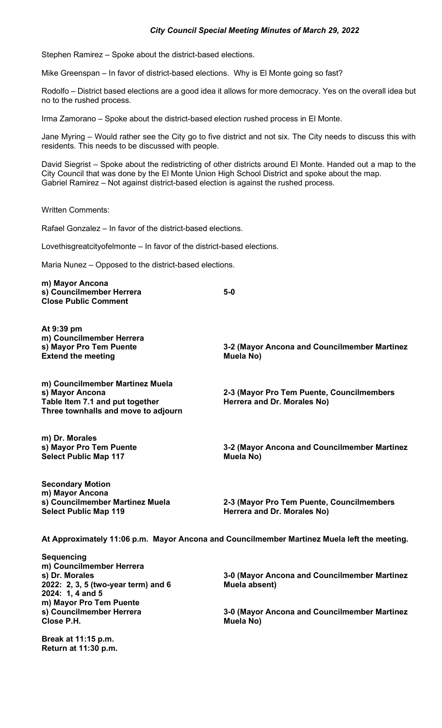Stephen Ramirez – Spoke about the district-based elections.

Mike Greenspan – In favor of district-based elections. Why is El Monte going so fast?

Rodolfo – District based elections are a good idea it allows for more democracy. Yes on the overall idea but no to the rushed process.

Irma Zamorano – Spoke about the district-based election rushed process in El Monte.

Jane Myring – Would rather see the City go to five district and not six. The City needs to discuss this with residents. This needs to be discussed with people.

David Siegrist – Spoke about the redistricting of other districts around El Monte. Handed out a map to the City Council that was done by the El Monte Union High School District and spoke about the map.
Gabriel Ramirez – Not against district-based election is against the rushed process.

Written Comments:

Rafael Gonzalez – In favor of the district-based elections.

Lovethisgreatcityofelmonte – In favor of the district-based elections.

Maria Nunez – Opposed to the district-based elections.

**m) Mayor Ancona**
**s) Councilmember Herrera** — **5-0**
**Close Public Comment**

**At 9:39 pm**
**m) Councilmember Herrera**
**s) Mayor Pro Tem Puente** — **3-2 (Mayor Ancona and Councilmember Martinez Muela No)**
**Extend the meeting**

**m) Councilmember Martinez Muela**
**s) Mayor Ancona** — **2-3 (Mayor Pro Tem Puente, Councilmembers Herrera and Dr. Morales No)**
**Table Item 7.1 and put together Three townhalls and move to adjourn**

**m) Dr. Morales**
**s) Mayor Pro Tem Puente** — **3-2 (Mayor Ancona and Councilmember Martinez Muela No)**
**Select Public Map 117**

**Secondary Motion**
**m) Mayor Ancona**
**s) Councilmember Martinez Muela** — **2-3 (Mayor Pro Tem Puente, Councilmembers Herrera and Dr. Morales No)**
**Select Public Map 119**

**At Approximately 11:06 p.m. Mayor Ancona and Councilmember Martinez Muela left the meeting.**

**Sequencing**
**m) Councilmember Herrera**
**s) Dr. Morales** — **3-0 (Mayor Ancona and Councilmember Martinez Muela absent)**
**2022: 2, 3, 5 (two-year term) and 6**
**2024: 1, 4 and 5**

**m) Mayor Pro Tem Puente**
**s) Councilmember Herrera** — **3-0 (Mayor Ancona and Councilmember Martinez Muela No)**
**Close P.H.**

**Break at 11:15 p.m.**
**Return at 11:30 p.m.**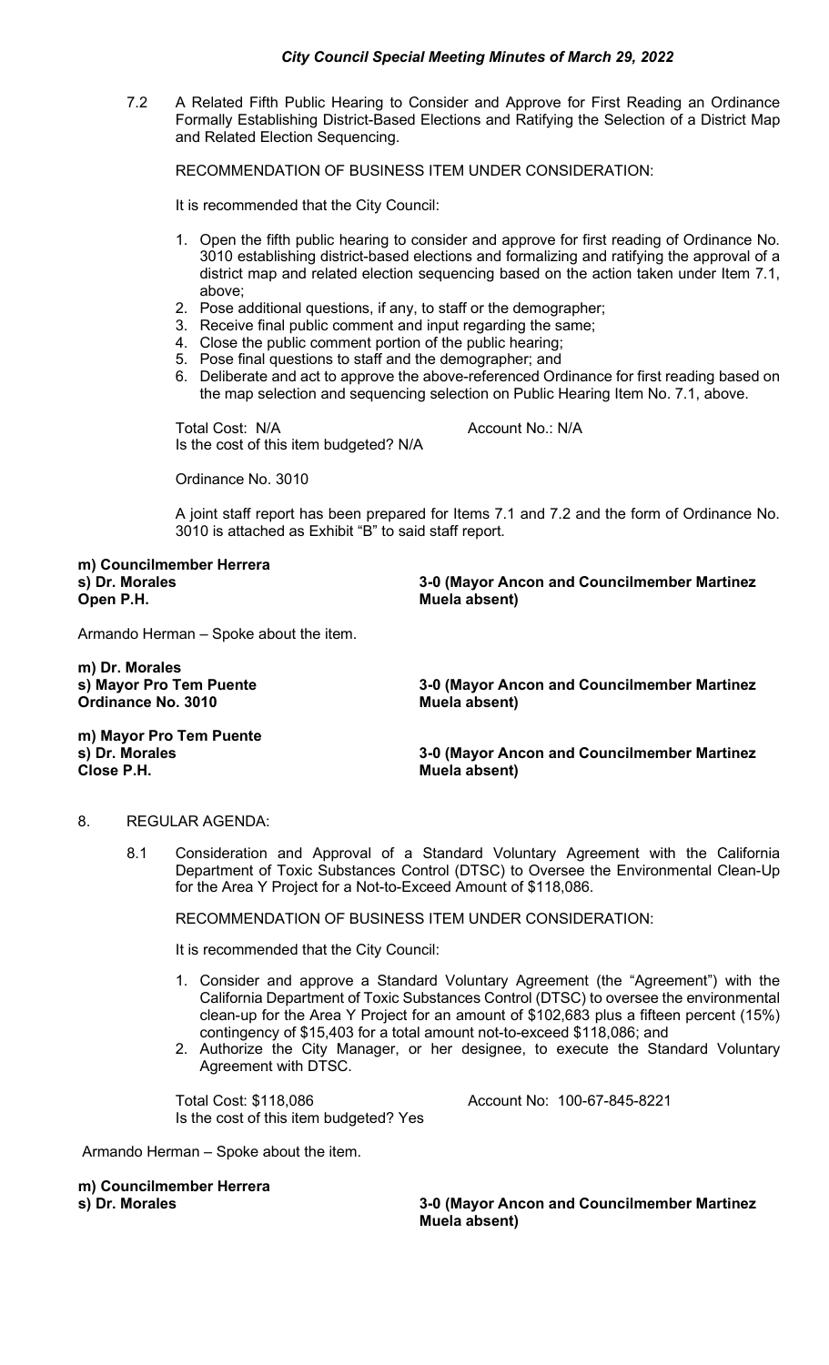7.2 A Related Fifth Public Hearing to Consider and Approve for First Reading an Ordinance Formally Establishing District-Based Elections and Ratifying the Selection of a District Map and Related Election Sequencing.

RECOMMENDATION OF BUSINESS ITEM UNDER CONSIDERATION:

It is recommended that the City Council:

1. Open the fifth public hearing to consider and approve for first reading of Ordinance No. 3010 establishing district-based elections and formalizing and ratifying the approval of a district map and related election sequencing based on the action taken under Item 7.1, above;
2. Pose additional questions, if any, to staff or the demographer;
3. Receive final public comment and input regarding the same;
4. Close the public comment portion of the public hearing;
5. Pose final questions to staff and the demographer; and
6. Deliberate and act to approve the above-referenced Ordinance for first reading based on the map selection and sequencing selection on Public Hearing Item No. 7.1, above.

Total Cost: N/A  Account No.: N/A
Is the cost of this item budgeted? N/A

Ordinance No. 3010

A joint staff report has been prepared for Items 7.1 and 7.2 and the form of Ordinance No. 3010 is attached as Exhibit "B" to said staff report.

**m) Councilmember Herrera**
**s) Dr. Morales** — **3-0 (Mayor Ancon and Councilmember Martinez Muela absent)**
**Open P.H.**

Armando Herman – Spoke about the item.

**m) Dr. Morales**
**s) Mayor Pro Tem Puente** — **3-0 (Mayor Ancon and Councilmember Martinez Muela absent)**
**Ordinance No. 3010**

**m) Mayor Pro Tem Puente**
**s) Dr. Morales** — **3-0 (Mayor Ancon and Councilmember Martinez Muela absent)**
**Close P.H.**

8. REGULAR AGENDA:

8.1 Consideration and Approval of a Standard Voluntary Agreement with the California Department of Toxic Substances Control (DTSC) to Oversee the Environmental Clean-Up for the Area Y Project for a Not-to-Exceed Amount of $118,086.

RECOMMENDATION OF BUSINESS ITEM UNDER CONSIDERATION:

It is recommended that the City Council:

1. Consider and approve a Standard Voluntary Agreement (the "Agreement") with the California Department of Toxic Substances Control (DTSC) to oversee the environmental clean-up for the Area Y Project for an amount of $102,683 plus a fifteen percent (15%) contingency of $15,403 for a total amount not-to-exceed $118,086; and
2. Authorize the City Manager, or her designee, to execute the Standard Voluntary Agreement with DTSC.

Total Cost: $118,086  Account No: 100-67-845-8221
Is the cost of this item budgeted? Yes

Armando Herman – Spoke about the item.

**m) Councilmember Herrera**
**s) Dr. Morales** — **3-0 (Mayor Ancon and Councilmember Martinez Muela absent)**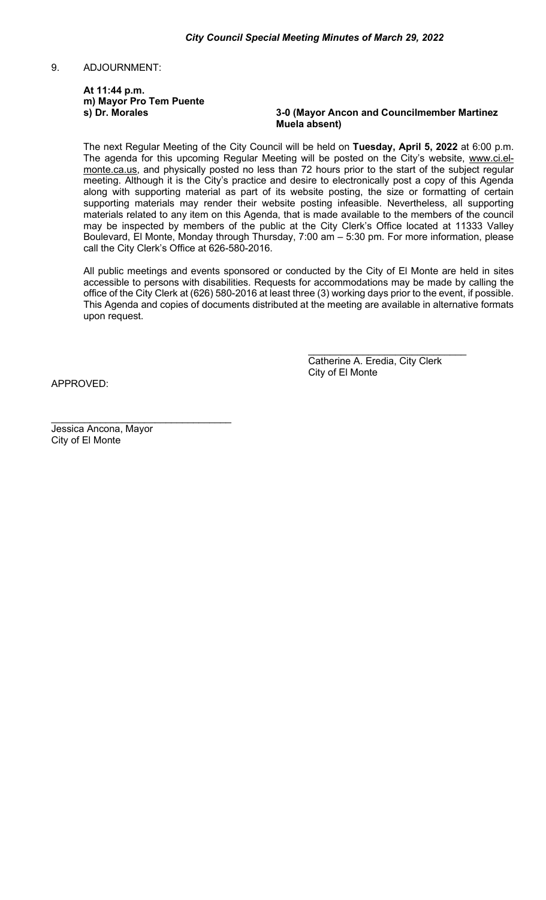9. ADJOURNMENT:

**At 11:44 p.m.**
**m) Mayor Pro Tem Puente**
**s) Dr. Morales** **3-0 (Mayor Ancon and Councilmember Martinez Muela absent)**

The next Regular Meeting of the City Council will be held on **Tuesday, April 5, 2022** at 6:00 p.m. The agenda for this upcoming Regular Meeting will be posted on the City's website, www.ci.el-monte.ca.us, and physically posted no less than 72 hours prior to the start of the subject regular meeting. Although it is the City's practice and desire to electronically post a copy of this Agenda along with supporting material as part of its website posting, the size or formatting of certain supporting materials may render their website posting infeasible. Nevertheless, all supporting materials related to any item on this Agenda, that is made available to the members of the council may be inspected by members of the public at the City Clerk's Office located at 11333 Valley Boulevard, El Monte, Monday through Thursday, 7:00 am – 5:30 pm. For more information, please call the City Clerk's Office at 626-580-2016.

All public meetings and events sponsored or conducted by the City of El Monte are held in sites accessible to persons with disabilities. Requests for accommodations may be made by calling the office of the City Clerk at (626) 580-2016 at least three (3) working days prior to the event, if possible. This Agenda and copies of documents distributed at the meeting are available in alternative formats upon request.

\_\_\_\_\_\_\_\_\_\_\_\_\_\_\_\_\_\_\_\_\_\_\_\_\_\_\_\_\_\_
Catherine A. Eredia, City Clerk
City of El Monte

APPROVED:

\_\_\_\_\_\_\_\_\_\_\_\_\_\_\_\_\_\_\_\_\_\_\_\_\_\_\_\_\_\_
Jessica Ancona, Mayor
City of El Monte